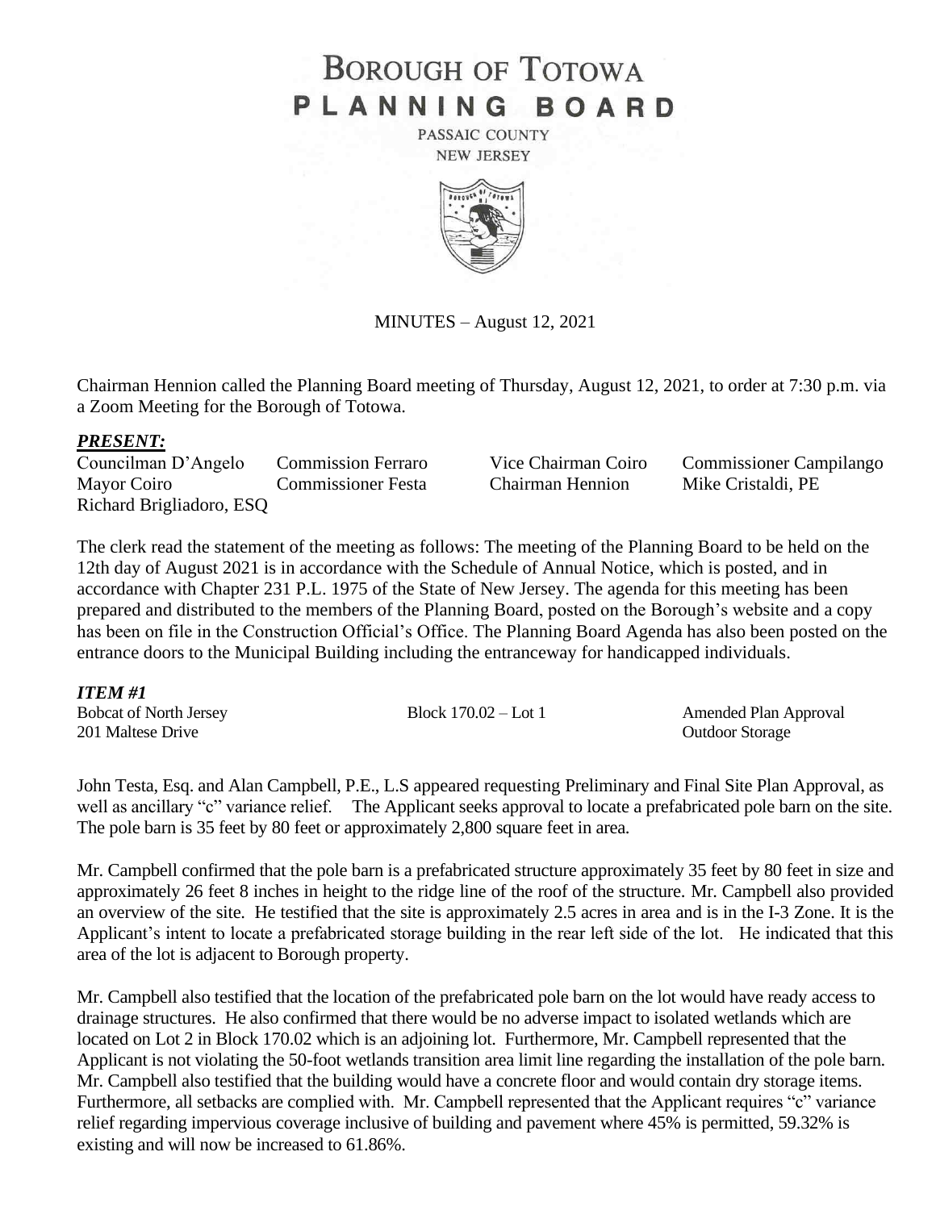# BOROUGH OF TOTOWA
# PLANNING BOARD

PASSAIC COUNTY
NEW JERSEY

MINUTES – August 12, 2021

Chairman Hennion called the Planning Board meeting of Thursday, August 12, 2021, to order at 7:30 p.m. via a Zoom Meeting for the Borough of Totowa.

## ***PRESENT:***

| | | | |
|---|---|---|---|
| Councilman D'Angelo | Commission Ferraro | Vice Chairman Coiro | Commissioner Campilango |
| Mayor Coiro | Commissioner Festa | Chairman Hennion | Mike Cristaldi, PE |
| Richard Brigliadoro, ESQ | | | |

The clerk read the statement of the meeting as follows: The meeting of the Planning Board to be held on the 12th day of August 2021 is in accordance with the Schedule of Annual Notice, which is posted, and in accordance with Chapter 231 P.L. 1975 of the State of New Jersey. The agenda for this meeting has been prepared and distributed to the members of the Planning Board, posted on the Borough's website and a copy has been on file in the Construction Official's Office. The Planning Board Agenda has also been posted on the entrance doors to the Municipal Building including the entranceway for handicapped individuals.

## ***ITEM #1***

| | | |
|---|---|---|
| Bobcat of North Jersey | Block 170.02 – Lot 1 | Amended Plan Approval |
| 201 Maltese Drive | | Outdoor Storage |

John Testa, Esq. and Alan Campbell, P.E., L.S appeared requesting Preliminary and Final Site Plan Approval, as well as ancillary "c" variance relief. The Applicant seeks approval to locate a prefabricated pole barn on the site. The pole barn is 35 feet by 80 feet or approximately 2,800 square feet in area.

Mr. Campbell confirmed that the pole barn is a prefabricated structure approximately 35 feet by 80 feet in size and approximately 26 feet 8 inches in height to the ridge line of the roof of the structure. Mr. Campbell also provided an overview of the site. He testified that the site is approximately 2.5 acres in area and is in the I-3 Zone. It is the Applicant's intent to locate a prefabricated storage building in the rear left side of the lot. He indicated that this area of the lot is adjacent to Borough property.

Mr. Campbell also testified that the location of the prefabricated pole barn on the lot would have ready access to drainage structures. He also confirmed that there would be no adverse impact to isolated wetlands which are located on Lot 2 in Block 170.02 which is an adjoining lot. Furthermore, Mr. Campbell represented that the Applicant is not violating the 50-foot wetlands transition area limit line regarding the installation of the pole barn. Mr. Campbell also testified that the building would have a concrete floor and would contain dry storage items. Furthermore, all setbacks are complied with. Mr. Campbell represented that the Applicant requires "c" variance relief regarding impervious coverage inclusive of building and pavement where 45% is permitted, 59.32% is existing and will now be increased to 61.86%.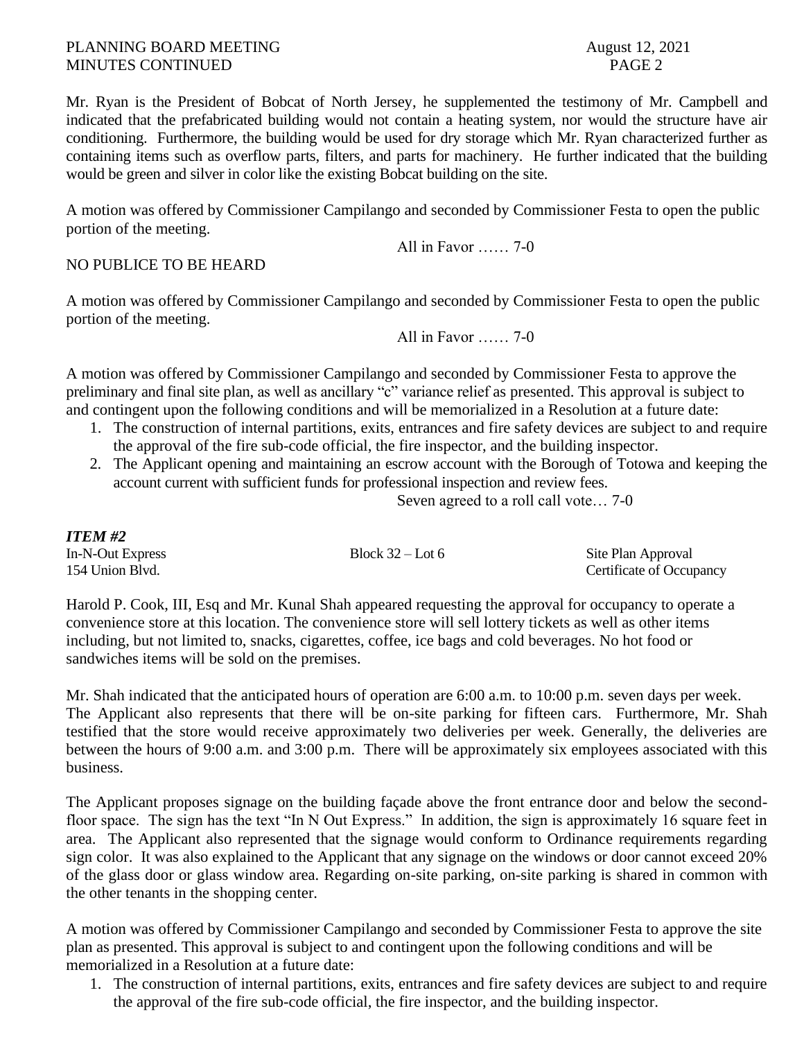Mr. Ryan is the President of Bobcat of North Jersey, he supplemented the testimony of Mr. Campbell and indicated that the prefabricated building would not contain a heating system, nor would the structure have air conditioning. Furthermore, the building would be used for dry storage which Mr. Ryan characterized further as containing items such as overflow parts, filters, and parts for machinery. He further indicated that the building would be green and silver in color like the existing Bobcat building on the site.

A motion was offered by Commissioner Campilango and seconded by Commissioner Festa to open the public portion of the meeting.

All in Favor …… 7-0

NO PUBLICE TO BE HEARD

A motion was offered by Commissioner Campilango and seconded by Commissioner Festa to open the public portion of the meeting.

All in Favor …… 7-0

A motion was offered by Commissioner Campilango and seconded by Commissioner Festa to approve the preliminary and final site plan, as well as ancillary "c" variance relief as presented. This approval is subject to and contingent upon the following conditions and will be memorialized in a Resolution at a future date:

1. The construction of internal partitions, exits, entrances and fire safety devices are subject to and require the approval of the fire sub-code official, the fire inspector, and the building inspector.
2. The Applicant opening and maintaining an escrow account with the Borough of Totowa and keeping the account current with sufficient funds for professional inspection and review fees.

Seven agreed to a roll call vote… 7-0

***ITEM #2***

| In-N-Out Express | Block 32 – Lot 6 | Site Plan Approval |
|---|---|---|
| 154 Union Blvd. | | Certificate of Occupancy |

Harold P. Cook, III, Esq and Mr. Kunal Shah appeared requesting the approval for occupancy to operate a convenience store at this location. The convenience store will sell lottery tickets as well as other items including, but not limited to, snacks, cigarettes, coffee, ice bags and cold beverages. No hot food or sandwiches items will be sold on the premises.

Mr. Shah indicated that the anticipated hours of operation are 6:00 a.m. to 10:00 p.m. seven days per week. The Applicant also represents that there will be on-site parking for fifteen cars. Furthermore, Mr. Shah testified that the store would receive approximately two deliveries per week. Generally, the deliveries are between the hours of 9:00 a.m. and 3:00 p.m. There will be approximately six employees associated with this business.

The Applicant proposes signage on the building façade above the front entrance door and below the second-floor space. The sign has the text "In N Out Express." In addition, the sign is approximately 16 square feet in area. The Applicant also represented that the signage would conform to Ordinance requirements regarding sign color. It was also explained to the Applicant that any signage on the windows or door cannot exceed 20% of the glass door or glass window area. Regarding on-site parking, on-site parking is shared in common with the other tenants in the shopping center.

A motion was offered by Commissioner Campilango and seconded by Commissioner Festa to approve the site plan as presented. This approval is subject to and contingent upon the following conditions and will be memorialized in a Resolution at a future date:

1. The construction of internal partitions, exits, entrances and fire safety devices are subject to and require the approval of the fire sub-code official, the fire inspector, and the building inspector.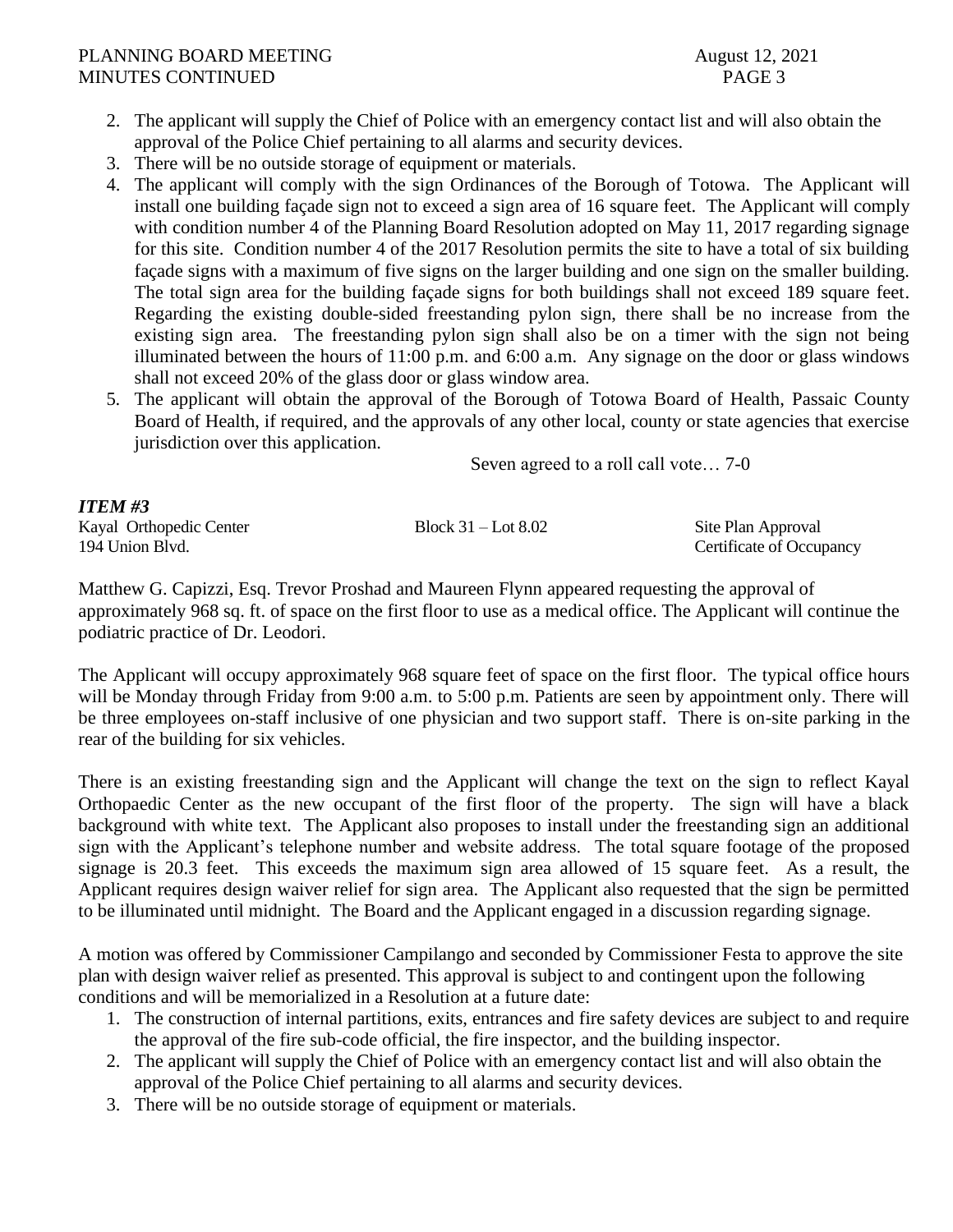2. The applicant will supply the Chief of Police with an emergency contact list and will also obtain the approval of the Police Chief pertaining to all alarms and security devices.
3. There will be no outside storage of equipment or materials.
4. The applicant will comply with the sign Ordinances of the Borough of Totowa. The Applicant will install one building façade sign not to exceed a sign area of 16 square feet. The Applicant will comply with condition number 4 of the Planning Board Resolution adopted on May 11, 2017 regarding signage for this site. Condition number 4 of the 2017 Resolution permits the site to have a total of six building façade signs with a maximum of five signs on the larger building and one sign on the smaller building. The total sign area for the building façade signs for both buildings shall not exceed 189 square feet. Regarding the existing double-sided freestanding pylon sign, there shall be no increase from the existing sign area. The freestanding pylon sign shall also be on a timer with the sign not being illuminated between the hours of 11:00 p.m. and 6:00 a.m. Any signage on the door or glass windows shall not exceed 20% of the glass door or glass window area.
5. The applicant will obtain the approval of the Borough of Totowa Board of Health, Passaic County Board of Health, if required, and the approvals of any other local, county or state agencies that exercise jurisdiction over this application.

Seven agreed to a roll call vote… 7-0

***ITEM #3***

Kayal Orthopedic Center — Block 31 – Lot 8.02 — Site Plan Approval
194 Union Blvd. — Certificate of Occupancy

Matthew G. Capizzi, Esq. Trevor Proshad and Maureen Flynn appeared requesting the approval of approximately 968 sq. ft. of space on the first floor to use as a medical office. The Applicant will continue the podiatric practice of Dr. Leodori.

The Applicant will occupy approximately 968 square feet of space on the first floor. The typical office hours will be Monday through Friday from 9:00 a.m. to 5:00 p.m. Patients are seen by appointment only. There will be three employees on-staff inclusive of one physician and two support staff. There is on-site parking in the rear of the building for six vehicles.

There is an existing freestanding sign and the Applicant will change the text on the sign to reflect Kayal Orthopaedic Center as the new occupant of the first floor of the property. The sign will have a black background with white text. The Applicant also proposes to install under the freestanding sign an additional sign with the Applicant's telephone number and website address. The total square footage of the proposed signage is 20.3 feet. This exceeds the maximum sign area allowed of 15 square feet. As a result, the Applicant requires design waiver relief for sign area. The Applicant also requested that the sign be permitted to be illuminated until midnight. The Board and the Applicant engaged in a discussion regarding signage.

A motion was offered by Commissioner Campilango and seconded by Commissioner Festa to approve the site plan with design waiver relief as presented. This approval is subject to and contingent upon the following conditions and will be memorialized in a Resolution at a future date:

1. The construction of internal partitions, exits, entrances and fire safety devices are subject to and require the approval of the fire sub-code official, the fire inspector, and the building inspector.
2. The applicant will supply the Chief of Police with an emergency contact list and will also obtain the approval of the Police Chief pertaining to all alarms and security devices.
3. There will be no outside storage of equipment or materials.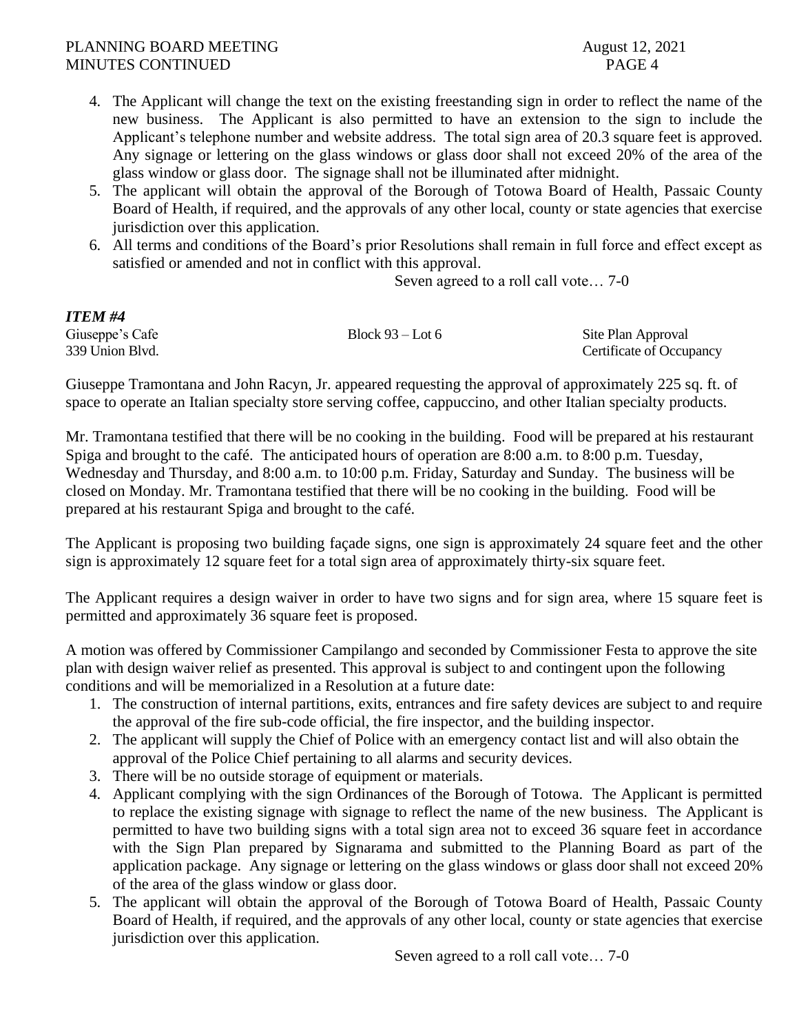4. The Applicant will change the text on the existing freestanding sign in order to reflect the name of the new business. The Applicant is also permitted to have an extension to the sign to include the Applicant's telephone number and website address. The total sign area of 20.3 square feet is approved. Any signage or lettering on the glass windows or glass door shall not exceed 20% of the area of the glass window or glass door. The signage shall not be illuminated after midnight.
5. The applicant will obtain the approval of the Borough of Totowa Board of Health, Passaic County Board of Health, if required, and the approvals of any other local, county or state agencies that exercise jurisdiction over this application.
6. All terms and conditions of the Board's prior Resolutions shall remain in full force and effect except as satisfied or amended and not in conflict with this approval.

Seven agreed to a roll call vote… 7-0

***ITEM #4***

| | | |
|---|---|---|
| Giuseppe's Cafe | Block 93 – Lot 6 | Site Plan Approval |
| 339 Union Blvd. | | Certificate of Occupancy |

Giuseppe Tramontana and John Racyn, Jr. appeared requesting the approval of approximately 225 sq. ft. of space to operate an Italian specialty store serving coffee, cappuccino, and other Italian specialty products.

Mr. Tramontana testified that there will be no cooking in the building. Food will be prepared at his restaurant Spiga and brought to the café. The anticipated hours of operation are 8:00 a.m. to 8:00 p.m. Tuesday, Wednesday and Thursday, and 8:00 a.m. to 10:00 p.m. Friday, Saturday and Sunday. The business will be closed on Monday. Mr. Tramontana testified that there will be no cooking in the building. Food will be prepared at his restaurant Spiga and brought to the café.

The Applicant is proposing two building façade signs, one sign is approximately 24 square feet and the other sign is approximately 12 square feet for a total sign area of approximately thirty-six square feet.

The Applicant requires a design waiver in order to have two signs and for sign area, where 15 square feet is permitted and approximately 36 square feet is proposed.

A motion was offered by Commissioner Campilango and seconded by Commissioner Festa to approve the site plan with design waiver relief as presented. This approval is subject to and contingent upon the following conditions and will be memorialized in a Resolution at a future date:

1. The construction of internal partitions, exits, entrances and fire safety devices are subject to and require the approval of the fire sub-code official, the fire inspector, and the building inspector.
2. The applicant will supply the Chief of Police with an emergency contact list and will also obtain the approval of the Police Chief pertaining to all alarms and security devices.
3. There will be no outside storage of equipment or materials.
4. Applicant complying with the sign Ordinances of the Borough of Totowa. The Applicant is permitted to replace the existing signage with signage to reflect the name of the new business. The Applicant is permitted to have two building signs with a total sign area not to exceed 36 square feet in accordance with the Sign Plan prepared by Signarama and submitted to the Planning Board as part of the application package. Any signage or lettering on the glass windows or glass door shall not exceed 20% of the area of the glass window or glass door.
5. The applicant will obtain the approval of the Borough of Totowa Board of Health, Passaic County Board of Health, if required, and the approvals of any other local, county or state agencies that exercise jurisdiction over this application.

Seven agreed to a roll call vote… 7-0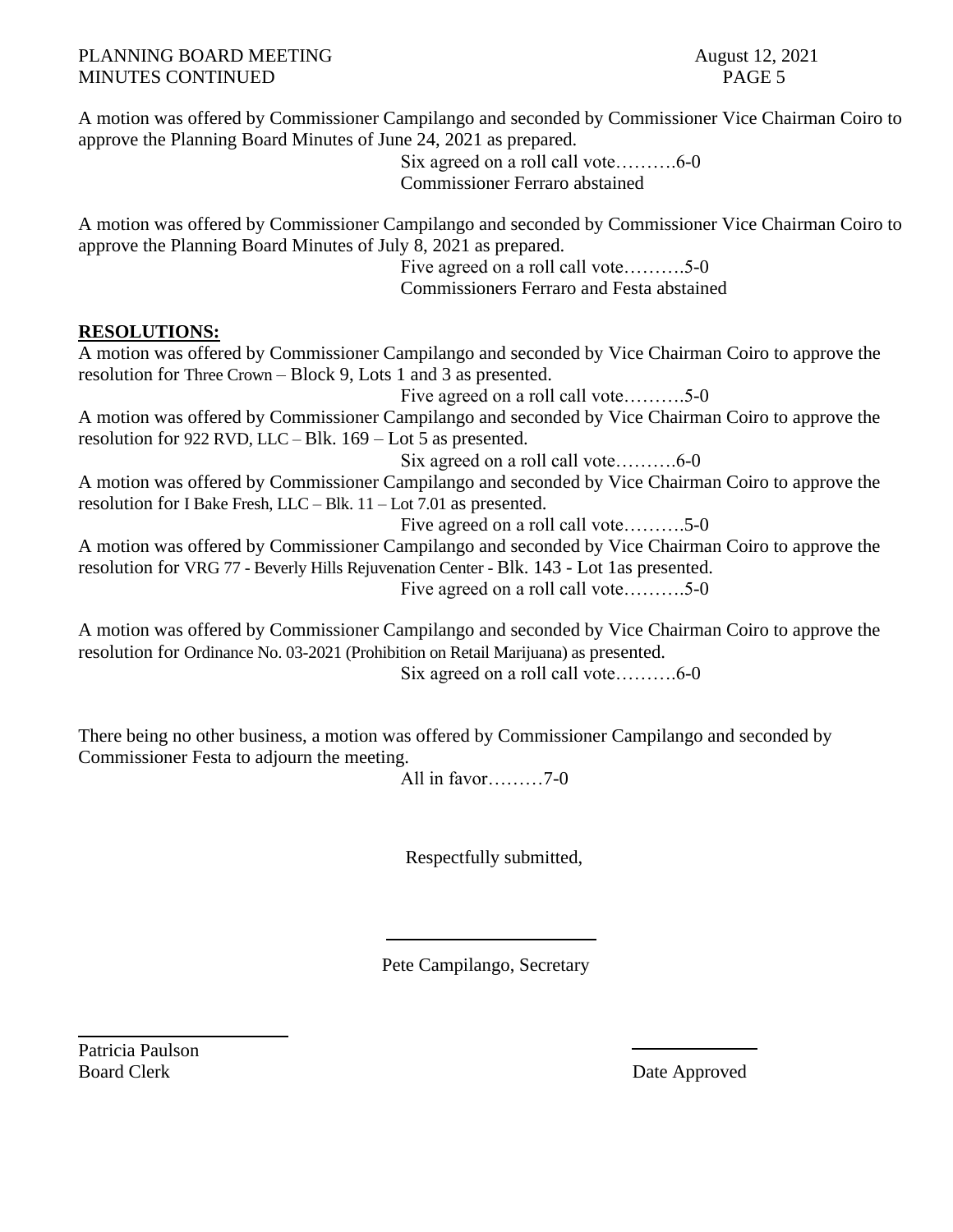A motion was offered by Commissioner Campilango and seconded by Commissioner Vice Chairman Coiro to approve the Planning Board Minutes of June 24, 2021 as prepared.

Six agreed on a roll call vote……….6-0
Commissioner Ferraro abstained

A motion was offered by Commissioner Campilango and seconded by Commissioner Vice Chairman Coiro to approve the Planning Board Minutes of July 8, 2021 as prepared.

Five agreed on a roll call vote……….5-0
Commissioners Ferraro and Festa abstained

**RESOLUTIONS:**

A motion was offered by Commissioner Campilango and seconded by Vice Chairman Coiro to approve the resolution for Three Crown – Block 9, Lots 1 and 3 as presented.

Five agreed on a roll call vote……….5-0

A motion was offered by Commissioner Campilango and seconded by Vice Chairman Coiro to approve the resolution for 922 RVD, LLC – Blk. 169 – Lot 5 as presented.

Six agreed on a roll call vote……….6-0

A motion was offered by Commissioner Campilango and seconded by Vice Chairman Coiro to approve the resolution for I Bake Fresh, LLC – Blk. 11 – Lot 7.01 as presented.

Five agreed on a roll call vote……….5-0

A motion was offered by Commissioner Campilango and seconded by Vice Chairman Coiro to approve the resolution for VRG 77 - Beverly Hills Rejuvenation Center - Blk. 143 - Lot 1as presented.

Five agreed on a roll call vote……….5-0

A motion was offered by Commissioner Campilango and seconded by Vice Chairman Coiro to approve the resolution for Ordinance No. 03-2021 (Prohibition on Retail Marijuana) as presented.

Six agreed on a roll call vote……….6-0

There being no other business, a motion was offered by Commissioner Campilango and seconded by Commissioner Festa to adjourn the meeting.

All in favor………7-0

Respectfully submitted,

Pete Campilango, Secretary

Patricia Paulson
Board Clerk

Date Approved